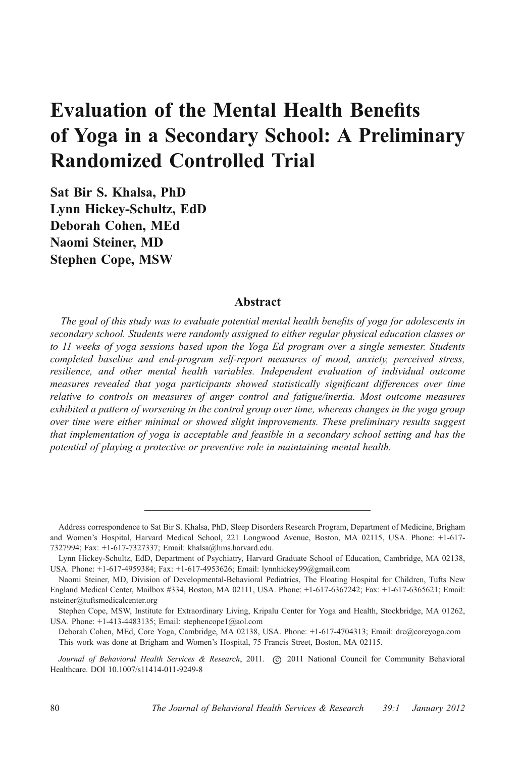# Evaluation of the Mental Health Benefits of Yoga in a Secondary School: A Preliminary Randomized Controlled Trial

**Sat Bir S. Khalsa, PhD**
**Lynn Hickey-Schultz, EdD**
**Deborah Cohen, MEd**
**Naomi Steiner, MD**
**Stephen Cope, MSW**

## Abstract

*The goal of this study was to evaluate potential mental health benefits of yoga for adolescents in secondary school. Students were randomly assigned to either regular physical education classes or to 11 weeks of yoga sessions based upon the Yoga Ed program over a single semester. Students completed baseline and end-program self-report measures of mood, anxiety, perceived stress, resilience, and other mental health variables. Independent evaluation of individual outcome measures revealed that yoga participants showed statistically significant differences over time relative to controls on measures of anger control and fatigue/inertia. Most outcome measures exhibited a pattern of worsening in the control group over time, whereas changes in the yoga group over time were either minimal or showed slight improvements. These preliminary results suggest that implementation of yoga is acceptable and feasible in a secondary school setting and has the potential of playing a protective or preventive role in maintaining mental health.*

---

Address correspondence to Sat Bir S. Khalsa, PhD, Sleep Disorders Research Program, Department of Medicine, Brigham and Women's Hospital, Harvard Medical School, 221 Longwood Avenue, Boston, MA 02115, USA. Phone: +1-617-7327994; Fax: +1-617-7327337; Email: khalsa@hms.harvard.edu.

Lynn Hickey-Schultz, EdD, Department of Psychiatry, Harvard Graduate School of Education, Cambridge, MA 02138, USA. Phone: +1-617-4959384; Fax: +1-617-4953626; Email: lynnhickey99@gmail.com

Naomi Steiner, MD, Division of Developmental-Behavioral Pediatrics, The Floating Hospital for Children, Tufts New England Medical Center, Mailbox #334, Boston, MA 02111, USA. Phone: +1-617-6367242; Fax: +1-617-6365621; Email: nsteiner@tuftsmedicalcenter.org

Stephen Cope, MSW, Institute for Extraordinary Living, Kripalu Center for Yoga and Health, Stockbridge, MA 01262, USA. Phone: +1-413-4483135; Email: stephencope1@aol.com

Deborah Cohen, MEd, Core Yoga, Cambridge, MA 02138, USA. Phone: +1-617-4704313; Email: drc@coreyoga.com

This work was done at Brigham and Women's Hospital, 75 Francis Street, Boston, MA 02115.

*Journal of Behavioral Health Services & Research*, 2011. © 2011 National Council for Community Behavioral Healthcare. DOI 10.1007/s11414-011-9249-8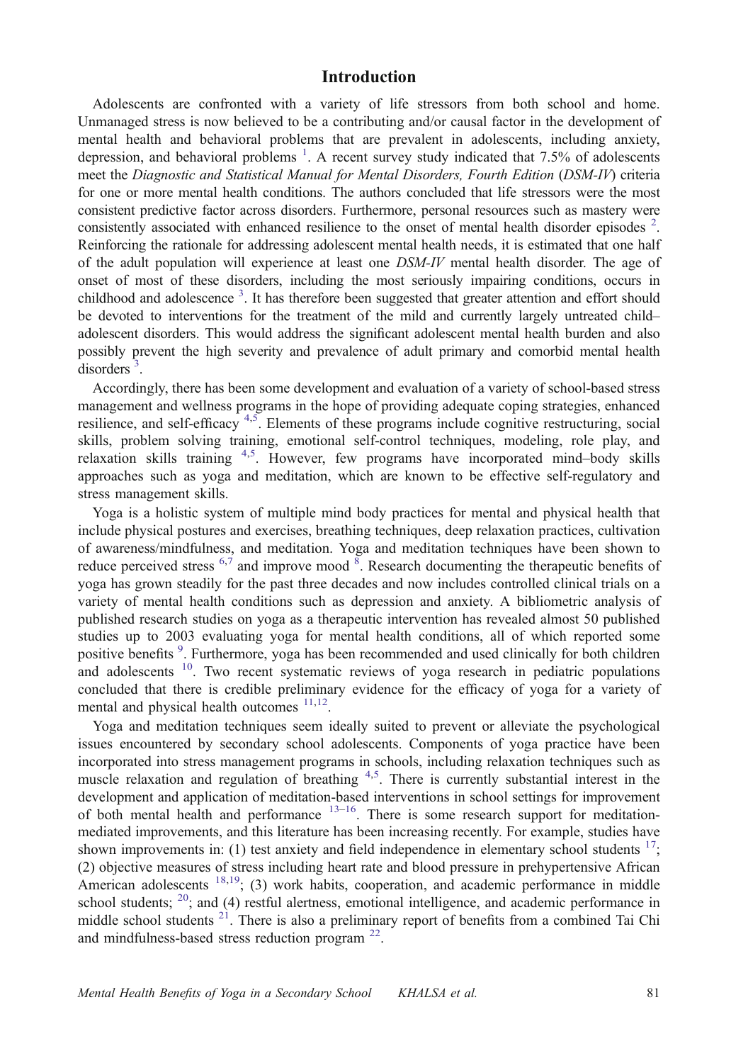# Introduction

Adolescents are confronted with a variety of life stressors from both school and home. Unmanaged stress is now believed to be a contributing and/or causal factor in the development of mental health and behavioral problems that are prevalent in adolescents, including anxiety, depression, and behavioral problems [1]. A recent survey study indicated that 7.5% of adolescents meet the *Diagnostic and Statistical Manual for Mental Disorders, Fourth Edition* (*DSM-IV*) criteria for one or more mental health conditions. The authors concluded that life stressors were the most consistent predictive factor across disorders. Furthermore, personal resources such as mastery were consistently associated with enhanced resilience to the onset of mental health disorder episodes [2]. Reinforcing the rationale for addressing adolescent mental health needs, it is estimated that one half of the adult population will experience at least one *DSM-IV* mental health disorder. The age of onset of most of these disorders, including the most seriously impairing conditions, occurs in childhood and adolescence [3]. It has therefore been suggested that greater attention and effort should be devoted to interventions for the treatment of the mild and currently largely untreated child–adolescent disorders. This would address the significant adolescent mental health burden and also possibly prevent the high severity and prevalence of adult primary and comorbid mental health disorders [3].

Accordingly, there has been some development and evaluation of a variety of school-based stress management and wellness programs in the hope of providing adequate coping strategies, enhanced resilience, and self-efficacy [4,5]. Elements of these programs include cognitive restructuring, social skills, problem solving training, emotional self-control techniques, modeling, role play, and relaxation skills training [4,5]. However, few programs have incorporated mind–body skills approaches such as yoga and meditation, which are known to be effective self-regulatory and stress management skills.

Yoga is a holistic system of multiple mind body practices for mental and physical health that include physical postures and exercises, breathing techniques, deep relaxation practices, cultivation of awareness/mindfulness, and meditation. Yoga and meditation techniques have been shown to reduce perceived stress [6,7] and improve mood [8]. Research documenting the therapeutic benefits of yoga has grown steadily for the past three decades and now includes controlled clinical trials on a variety of mental health conditions such as depression and anxiety. A bibliometric analysis of published research studies on yoga as a therapeutic intervention has revealed almost 50 published studies up to 2003 evaluating yoga for mental health conditions, all of which reported some positive benefits [9]. Furthermore, yoga has been recommended and used clinically for both children and adolescents [10]. Two recent systematic reviews of yoga research in pediatric populations concluded that there is credible preliminary evidence for the efficacy of yoga for a variety of mental and physical health outcomes [11,12].

Yoga and meditation techniques seem ideally suited to prevent or alleviate the psychological issues encountered by secondary school adolescents. Components of yoga practice have been incorporated into stress management programs in schools, including relaxation techniques such as muscle relaxation and regulation of breathing [4,5]. There is currently substantial interest in the development and application of meditation-based interventions in school settings for improvement of both mental health and performance [13–16]. There is some research support for meditation-mediated improvements, and this literature has been increasing recently. For example, studies have shown improvements in: (1) test anxiety and field independence in elementary school students [17]; (2) objective measures of stress including heart rate and blood pressure in prehypertensive African American adolescents [18,19]; (3) work habits, cooperation, and academic performance in middle school students; [20]; and (4) restful alertness, emotional intelligence, and academic performance in middle school students [21]. There is also a preliminary report of benefits from a combined Tai Chi and mindfulness-based stress reduction program [22].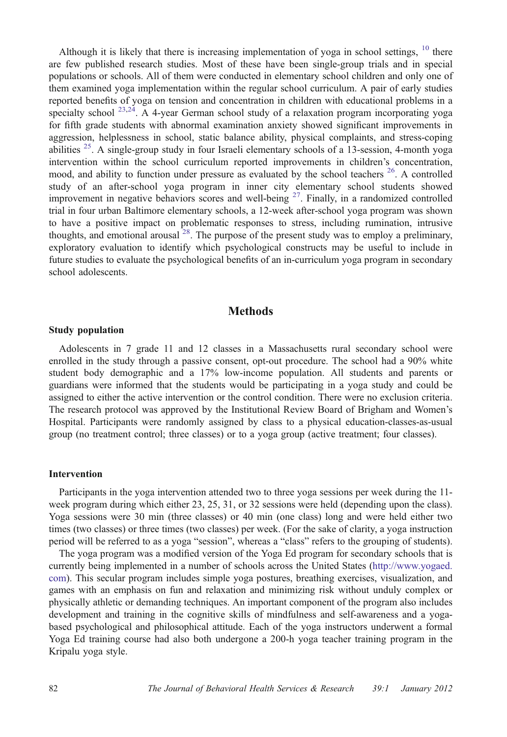Although it is likely that there is increasing implementation of yoga in school settings, [10] there are few published research studies. Most of these have been single-group trials and in special populations or schools. All of them were conducted in elementary school children and only one of them examined yoga implementation within the regular school curriculum. A pair of early studies reported benefits of yoga on tension and concentration in children with educational problems in a specialty school [23,24]. A 4-year German school study of a relaxation program incorporating yoga for fifth grade students with abnormal examination anxiety showed significant improvements in aggression, helplessness in school, static balance ability, physical complaints, and stress-coping abilities [25]. A single-group study in four Israeli elementary schools of a 13-session, 4-month yoga intervention within the school curriculum reported improvements in children's concentration, mood, and ability to function under pressure as evaluated by the school teachers [26]. A controlled study of an after-school yoga program in inner city elementary school students showed improvement in negative behaviors scores and well-being [27]. Finally, in a randomized controlled trial in four urban Baltimore elementary schools, a 12-week after-school yoga program was shown to have a positive impact on problematic responses to stress, including rumination, intrusive thoughts, and emotional arousal [28]. The purpose of the present study was to employ a preliminary, exploratory evaluation to identify which psychological constructs may be useful to include in future studies to evaluate the psychological benefits of an in-curriculum yoga program in secondary school adolescents.

## Methods

### Study population

Adolescents in 7 grade 11 and 12 classes in a Massachusetts rural secondary school were enrolled in the study through a passive consent, opt-out procedure. The school had a 90% white student body demographic and a 17% low-income population. All students and parents or guardians were informed that the students would be participating in a yoga study and could be assigned to either the active intervention or the control condition. There were no exclusion criteria. The research protocol was approved by the Institutional Review Board of Brigham and Women's Hospital. Participants were randomly assigned by class to a physical education-classes-as-usual group (no treatment control; three classes) or to a yoga group (active treatment; four classes).

### Intervention

Participants in the yoga intervention attended two to three yoga sessions per week during the 11-week program during which either 23, 25, 31, or 32 sessions were held (depending upon the class). Yoga sessions were 30 min (three classes) or 40 min (one class) long and were held either two times (two classes) or three times (two classes) per week. (For the sake of clarity, a yoga instruction period will be referred to as a yoga "session", whereas a "class" refers to the grouping of students).

The yoga program was a modified version of the Yoga Ed program for secondary schools that is currently being implemented in a number of schools across the United States (http://www.yogaed.com). This secular program includes simple yoga postures, breathing exercises, visualization, and games with an emphasis on fun and relaxation and minimizing risk without unduly complex or physically athletic or demanding techniques. An important component of the program also includes development and training in the cognitive skills of mindfulness and self-awareness and a yoga-based psychological and philosophical attitude. Each of the yoga instructors underwent a formal Yoga Ed training course had also both undergone a 200-h yoga teacher training program in the Kripalu yoga style.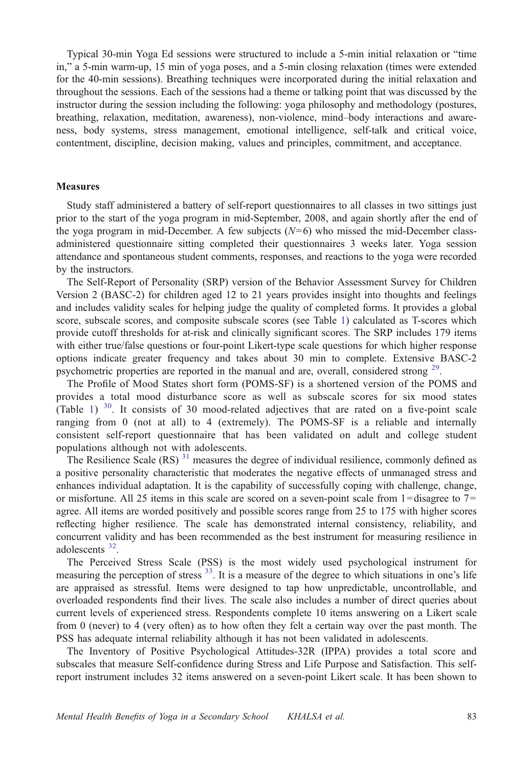Typical 30-min Yoga Ed sessions were structured to include a 5-min initial relaxation or "time in," a 5-min warm-up, 15 min of yoga poses, and a 5-min closing relaxation (times were extended for the 40-min sessions). Breathing techniques were incorporated during the initial relaxation and throughout the sessions. Each of the sessions had a theme or talking point that was discussed by the instructor during the session including the following: yoga philosophy and methodology (postures, breathing, relaxation, meditation, awareness), non-violence, mind–body interactions and awareness, body systems, stress management, emotional intelligence, self-talk and critical voice, contentment, discipline, decision making, values and principles, commitment, and acceptance.

### Measures

Study staff administered a battery of self-report questionnaires to all classes in two sittings just prior to the start of the yoga program in mid-September, 2008, and again shortly after the end of the yoga program in mid-December. A few subjects ($N=6$) who missed the mid-December class-administered questionnaire sitting completed their questionnaires 3 weeks later. Yoga session attendance and spontaneous student comments, responses, and reactions to the yoga were recorded by the instructors.

The Self-Report of Personality (SRP) version of the Behavior Assessment Survey for Children Version 2 (BASC-2) for children aged 12 to 21 years provides insight into thoughts and feelings and includes validity scales for helping judge the quality of completed forms. It provides a global score, subscale scores, and composite subscale scores (see Table 1) calculated as T-scores which provide cutoff thresholds for at-risk and clinically significant scores. The SRP includes 179 items with either true/false questions or four-point Likert-type scale questions for which higher response options indicate greater frequency and takes about 30 min to complete. Extensive BASC-2 psychometric properties are reported in the manual and are, overall, considered strong [29].

The Profile of Mood States short form (POMS-SF) is a shortened version of the POMS and provides a total mood disturbance score as well as subscale scores for six mood states (Table 1) [30]. It consists of 30 mood-related adjectives that are rated on a five-point scale ranging from 0 (not at all) to 4 (extremely). The POMS-SF is a reliable and internally consistent self-report questionnaire that has been validated on adult and college student populations although not with adolescents.

The Resilience Scale (RS) [31] measures the degree of individual resilience, commonly defined as a positive personality characteristic that moderates the negative effects of unmanaged stress and enhances individual adaptation. It is the capability of successfully coping with challenge, change, or misfortune. All 25 items in this scale are scored on a seven-point scale from 1=disagree to 7=agree. All items are worded positively and possible scores range from 25 to 175 with higher scores reflecting higher resilience. The scale has demonstrated internal consistency, reliability, and concurrent validity and has been recommended as the best instrument for measuring resilience in adolescents [32].

The Perceived Stress Scale (PSS) is the most widely used psychological instrument for measuring the perception of stress [33]. It is a measure of the degree to which situations in one's life are appraised as stressful. Items were designed to tap how unpredictable, uncontrollable, and overloaded respondents find their lives. The scale also includes a number of direct queries about current levels of experienced stress. Respondents complete 10 items answering on a Likert scale from 0 (never) to 4 (very often) as to how often they felt a certain way over the past month. The PSS has adequate internal reliability although it has not been validated in adolescents.

The Inventory of Positive Psychological Attitudes-32R (IPPA) provides a total score and subscales that measure Self-confidence during Stress and Life Purpose and Satisfaction. This self-report instrument includes 32 items answered on a seven-point Likert scale. It has been shown to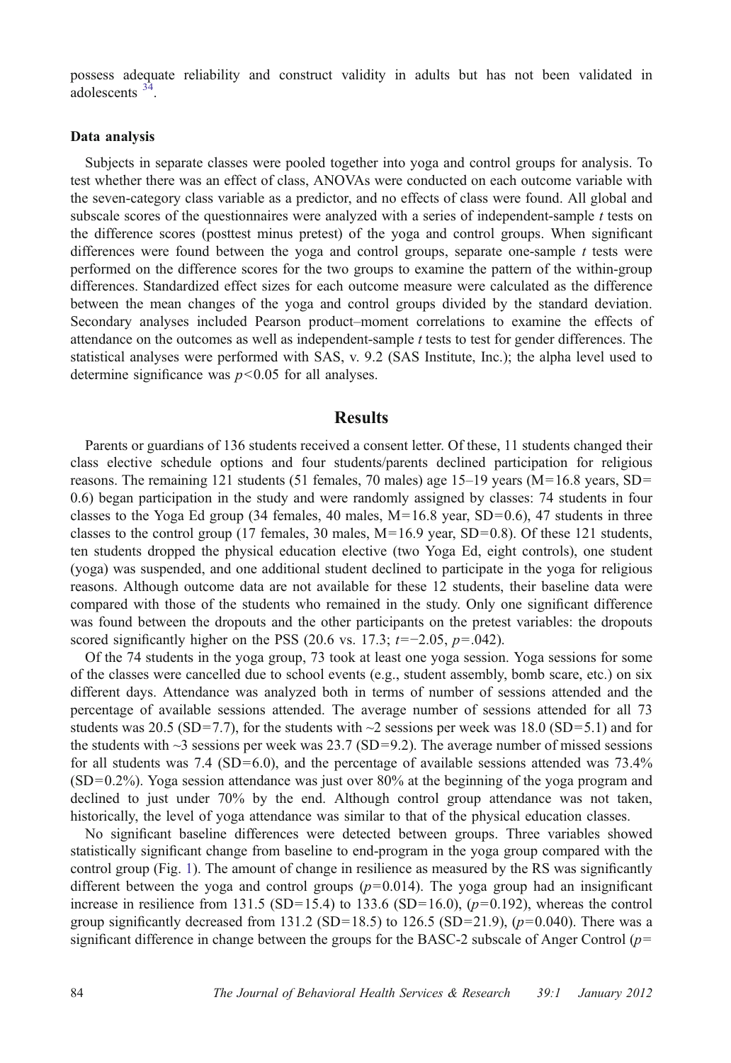possess adequate reliability and construct validity in adults but has not been validated in adolescents [34].

### Data analysis

Subjects in separate classes were pooled together into yoga and control groups for analysis. To test whether there was an effect of class, ANOVAs were conducted on each outcome variable with the seven-category class variable as a predictor, and no effects of class were found. All global and subscale scores of the questionnaires were analyzed with a series of independent-sample *t* tests on the difference scores (posttest minus pretest) of the yoga and control groups. When significant differences were found between the yoga and control groups, separate one-sample *t* tests were performed on the difference scores for the two groups to examine the pattern of the within-group differences. Standardized effect sizes for each outcome measure were calculated as the difference between the mean changes of the yoga and control groups divided by the standard deviation. Secondary analyses included Pearson product–moment correlations to examine the effects of attendance on the outcomes as well as independent-sample *t* tests to test for gender differences. The statistical analyses were performed with SAS, v. 9.2 (SAS Institute, Inc.); the alpha level used to determine significance was $p<0.05$ for all analyses.

## Results

Parents or guardians of 136 students received a consent letter. Of these, 11 students changed their class elective schedule options and four students/parents declined participation for religious reasons. The remaining 121 students (51 females, 70 males) age 15–19 years (M=16.8 years, SD=0.6) began participation in the study and were randomly assigned by classes: 74 students in four classes to the Yoga Ed group (34 females, 40 males, M=16.8 year, SD=0.6), 47 students in three classes to the control group (17 females, 30 males, M=16.9 year, SD=0.8). Of these 121 students, ten students dropped the physical education elective (two Yoga Ed, eight controls), one student (yoga) was suspended, and one additional student declined to participate in the yoga for religious reasons. Although outcome data are not available for these 12 students, their baseline data were compared with those of the students who remained in the study. Only one significant difference was found between the dropouts and the other participants on the pretest variables: the dropouts scored significantly higher on the PSS (20.6 vs. 17.3; $t=-2.05$, $p=.042$).

Of the 74 students in the yoga group, 73 took at least one yoga session. Yoga sessions for some of the classes were cancelled due to school events (e.g., student assembly, bomb scare, etc.) on six different days. Attendance was analyzed both in terms of number of sessions attended and the percentage of available sessions attended. The average number of sessions attended for all 73 students was 20.5 (SD=7.7), for the students with ~2 sessions per week was 18.0 (SD=5.1) and for the students with ~3 sessions per week was 23.7 (SD=9.2). The average number of missed sessions for all students was 7.4 (SD=6.0), and the percentage of available sessions attended was 73.4% (SD=0.2%). Yoga session attendance was just over 80% at the beginning of the yoga program and declined to just under 70% by the end. Although control group attendance was not taken, historically, the level of yoga attendance was similar to that of the physical education classes.

No significant baseline differences were detected between groups. Three variables showed statistically significant change from baseline to end-program in the yoga group compared with the control group (Fig. 1). The amount of change in resilience as measured by the RS was significantly different between the yoga and control groups ($p=0.014$). The yoga group had an insignificant increase in resilience from 131.5 (SD=15.4) to 133.6 (SD=16.0), ($p=0.192$), whereas the control group significantly decreased from 131.2 (SD=18.5) to 126.5 (SD=21.9), ($p=0.040$). There was a significant difference in change between the groups for the BASC-2 subscale of Anger Control ($p=$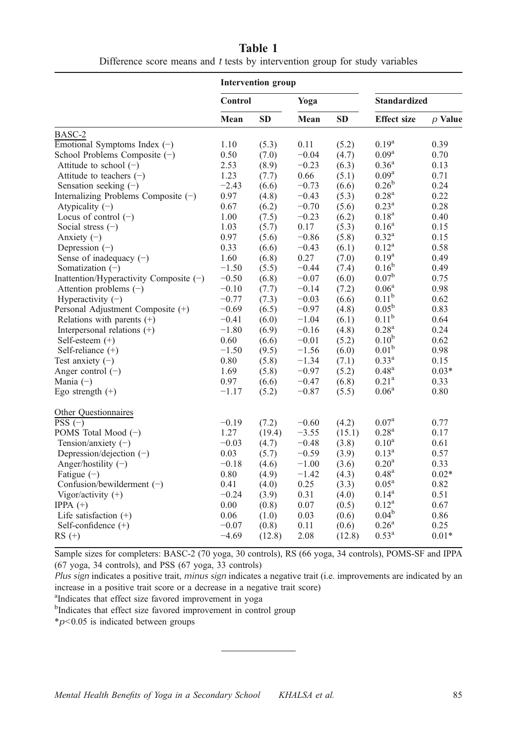**Table 1**
Difference score means and *t* tests by intervention group for study variables

| | Intervention group | | | | | |
|---|---|---|---|---|---|---|
| | Control | | Yoga | | Standardized | |
| | Mean | SD | Mean | SD | Effect size | *p* Value |
| BASC-2 | | | | | | |
| Emotional Symptoms Index (−) | 1.10 | (5.3) | 0.11 | (5.2) | 0.19[a] | 0.39 |
| School Problems Composite (−) | 0.50 | (7.0) | −0.04 | (4.7) | 0.09[a] | 0.70 |
| Attitude to school (−) | 2.53 | (8.9) | −0.23 | (6.3) | 0.36[a] | 0.13 |
| Attitude to teachers (−) | 1.23 | (7.7) | 0.66 | (5.1) | 0.09[a] | 0.71 |
| Sensation seeking (−) | −2.43 | (6.6) | −0.73 | (6.6) | 0.26[b] | 0.24 |
| Internalizing Problems Composite (−) | 0.97 | (4.8) | −0.43 | (5.3) | 0.28[a] | 0.22 |
| Atypicality (−) | 0.67 | (6.2) | −0.70 | (5.6) | 0.23[a] | 0.28 |
| Locus of control (−) | 1.00 | (7.5) | −0.23 | (6.2) | 0.18[a] | 0.40 |
| Social stress (−) | 1.03 | (5.7) | 0.17 | (5.3) | 0.16[a] | 0.15 |
| Anxiety (−) | 0.97 | (5.6) | −0.86 | (5.8) | 0.32[a] | 0.15 |
| Depression (−) | 0.33 | (6.6) | −0.43 | (6.1) | 0.12[a] | 0.58 |
| Sense of inadequacy (−) | 1.60 | (6.8) | 0.27 | (7.0) | 0.19[a] | 0.49 |
| Somatization (−) | −1.50 | (5.5) | −0.44 | (7.4) | 0.16[b] | 0.49 |
| Inattention/Hyperactivity Composite (−) | −0.50 | (6.8) | −0.07 | (6.0) | 0.07[b] | 0.75 |
| Attention problems (−) | −0.10 | (7.7) | −0.14 | (7.2) | 0.06[a] | 0.98 |
| Hyperactivity (−) | −0.77 | (7.3) | −0.03 | (6.6) | 0.11[b] | 0.62 |
| Personal Adjustment Composite (+) | −0.69 | (6.5) | −0.97 | (4.8) | 0.05[b] | 0.83 |
| Relations with parents (+) | −0.41 | (6.0) | −1.04 | (6.1) | 0.11[b] | 0.64 |
| Interpersonal relations (+) | −1.80 | (6.9) | −0.16 | (4.8) | 0.28[a] | 0.24 |
| Self-esteem (+) | 0.60 | (6.6) | −0.01 | (5.2) | 0.10[b] | 0.62 |
| Self-reliance (+) | −1.50 | (9.5) | −1.56 | (6.0) | 0.01[b] | 0.98 |
| Test anxiety (−) | 0.80 | (5.8) | −1.34 | (7.1) | 0.33[a] | 0.15 |
| Anger control (−) | 1.69 | (5.8) | −0.97 | (5.2) | 0.48[a] | 0.03* |
| Mania (−) | 0.97 | (6.6) | −0.47 | (6.8) | 0.21[a] | 0.33 |
| Ego strength (+) | −1.17 | (5.2) | −0.87 | (5.5) | 0.06[a] | 0.80 |
| Other Questionnaires | | | | | | |
| PSS (−) | −0.19 | (7.2) | −0.60 | (4.2) | 0.07[a] | 0.77 |
| POMS Total Mood (−) | 1.27 | (19.4) | −3.55 | (15.1) | 0.28[a] | 0.17 |
| Tension/anxiety (−) | −0.03 | (4.7) | −0.48 | (3.8) | 0.10[a] | 0.61 |
| Depression/dejection (−) | 0.03 | (5.7) | −0.59 | (3.9) | 0.13[a] | 0.57 |
| Anger/hostility (−) | −0.18 | (4.6) | −1.00 | (3.6) | 0.20[a] | 0.33 |
| Fatigue (−) | 0.80 | (4.9) | −1.42 | (4.3) | 0.48[a] | 0.02* |
| Confusion/bewilderment (−) | 0.41 | (4.0) | 0.25 | (3.3) | 0.05[a] | 0.82 |
| Vigor/activity (+) | −0.24 | (3.9) | 0.31 | (4.0) | 0.14[a] | 0.51 |
| IPPA (+) | 0.00 | (0.8) | 0.07 | (0.5) | 0.12[a] | 0.67 |
| Life satisfaction (+) | 0.06 | (1.0) | 0.03 | (0.6) | 0.04[b] | 0.86 |
| Self-confidence (+) | −0.07 | (0.8) | 0.11 | (0.6) | 0.26[a] | 0.25 |
| RS (+) | −4.69 | (12.8) | 2.08 | (12.8) | 0.53[a] | 0.01* |

Sample sizes for completers: BASC-2 (70 yoga, 30 controls), RS (66 yoga, 34 controls), POMS-SF and IPPA (67 yoga, 34 controls), and PSS (67 yoga, 33 controls)

*Plus sign* indicates a positive trait, *minus sign* indicates a negative trait (i.e. improvements are indicated by an increase in a positive trait score or a decrease in a negative trait score)

[a]Indicates that effect size favored improvement in yoga

[b]Indicates that effect size favored improvement in control group

*$p<0.05$ is indicated between groups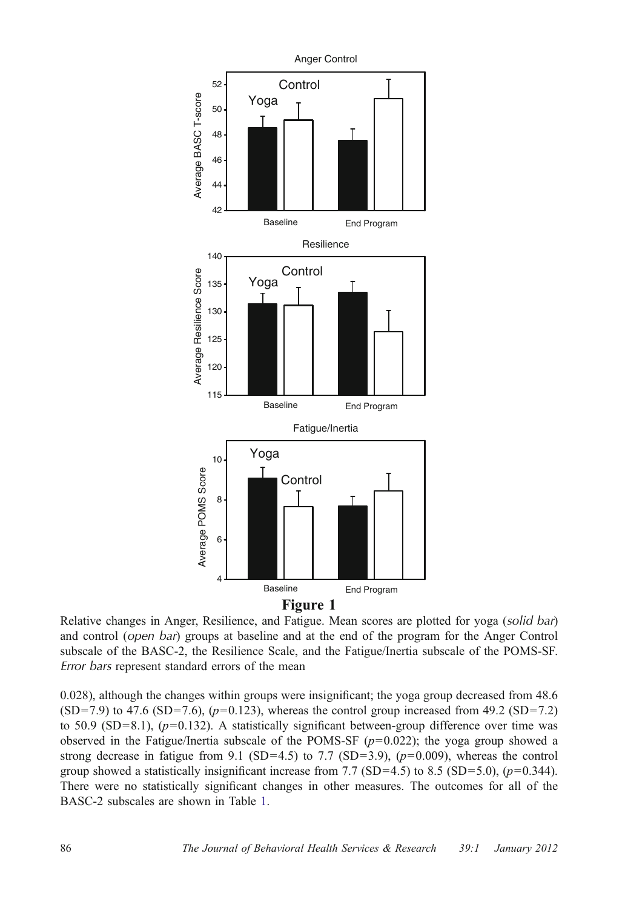**Figure 1**

Relative changes in Anger, Resilience, and Fatigue. Mean scores are plotted for yoga (*solid bar*) and control (*open bar*) groups at baseline and at the end of the program for the Anger Control subscale of the BASC-2, the Resilience Scale, and the Fatigue/Inertia subscale of the POMS-SF. *Error bars* represent standard errors of the mean

0.028), although the changes within groups were insignificant; the yoga group decreased from 48.6 (SD=7.9) to 47.6 (SD=7.6), ($p$=0.123), whereas the control group increased from 49.2 (SD=7.2) to 50.9 (SD=8.1), ($p$=0.132). A statistically significant between-group difference over time was observed in the Fatigue/Inertia subscale of the POMS-SF ($p$=0.022); the yoga group showed a strong decrease in fatigue from 9.1 (SD=4.5) to 7.7 (SD=3.9), ($p$=0.009), whereas the control group showed a statistically insignificant increase from 7.7 (SD=4.5) to 8.5 (SD=5.0), ($p$=0.344). There were no statistically significant changes in other measures. The outcomes for all of the BASC-2 subscales are shown in Table 1.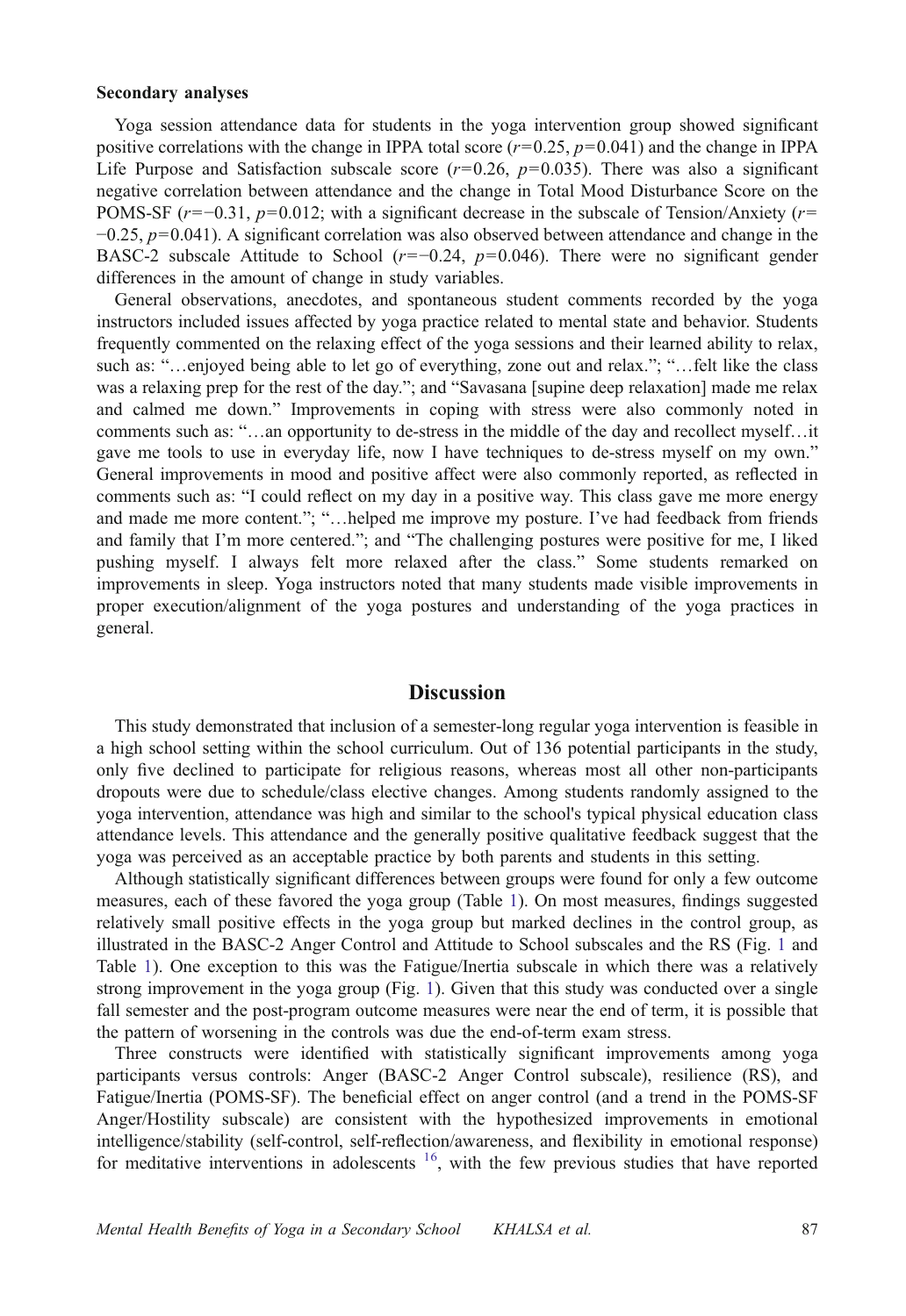### Secondary analyses

Yoga session attendance data for students in the yoga intervention group showed significant positive correlations with the change in IPPA total score ($r=0.25$, $p=0.041$) and the change in IPPA Life Purpose and Satisfaction subscale score ($r=0.26$, $p=0.035$). There was also a significant negative correlation between attendance and the change in Total Mood Disturbance Score on the POMS-SF ($r=-0.31$, $p=0.012$; with a significant decrease in the subscale of Tension/Anxiety ($r=-0.25$, $p=0.041$). A significant correlation was also observed between attendance and change in the BASC-2 subscale Attitude to School ($r=-0.24$, $p=0.046$). There were no significant gender differences in the amount of change in study variables.

General observations, anecdotes, and spontaneous student comments recorded by the yoga instructors included issues affected by yoga practice related to mental state and behavior. Students frequently commented on the relaxing effect of the yoga sessions and their learned ability to relax, such as: "…enjoyed being able to let go of everything, zone out and relax."; "…felt like the class was a relaxing prep for the rest of the day."; and "Savasana [supine deep relaxation] made me relax and calmed me down." Improvements in coping with stress were also commonly noted in comments such as: "…an opportunity to de-stress in the middle of the day and recollect myself…it gave me tools to use in everyday life, now I have techniques to de-stress myself on my own." General improvements in mood and positive affect were also commonly reported, as reflected in comments such as: "I could reflect on my day in a positive way. This class gave me more energy and made me more content."; "…helped me improve my posture. I've had feedback from friends and family that I'm more centered."; and "The challenging postures were positive for me, I liked pushing myself. I always felt more relaxed after the class." Some students remarked on improvements in sleep. Yoga instructors noted that many students made visible improvements in proper execution/alignment of the yoga postures and understanding of the yoga practices in general.

## Discussion

This study demonstrated that inclusion of a semester-long regular yoga intervention is feasible in a high school setting within the school curriculum. Out of 136 potential participants in the study, only five declined to participate for religious reasons, whereas most all other non-participants dropouts were due to schedule/class elective changes. Among students randomly assigned to the yoga intervention, attendance was high and similar to the school's typical physical education class attendance levels. This attendance and the generally positive qualitative feedback suggest that the yoga was perceived as an acceptable practice by both parents and students in this setting.

Although statistically significant differences between groups were found for only a few outcome measures, each of these favored the yoga group (Table 1). On most measures, findings suggested relatively small positive effects in the yoga group but marked declines in the control group, as illustrated in the BASC-2 Anger Control and Attitude to School subscales and the RS (Fig. 1 and Table 1). One exception to this was the Fatigue/Inertia subscale in which there was a relatively strong improvement in the yoga group (Fig. 1). Given that this study was conducted over a single fall semester and the post-program outcome measures were near the end of term, it is possible that the pattern of worsening in the controls was due the end-of-term exam stress.

Three constructs were identified with statistically significant improvements among yoga participants versus controls: Anger (BASC-2 Anger Control subscale), resilience (RS), and Fatigue/Inertia (POMS-SF). The beneficial effect on anger control (and a trend in the POMS-SF Anger/Hostility subscale) are consistent with the hypothesized improvements in emotional intelligence/stability (self-control, self-reflection/awareness, and flexibility in emotional response) for meditative interventions in adolescents [16], with the few previous studies that have reported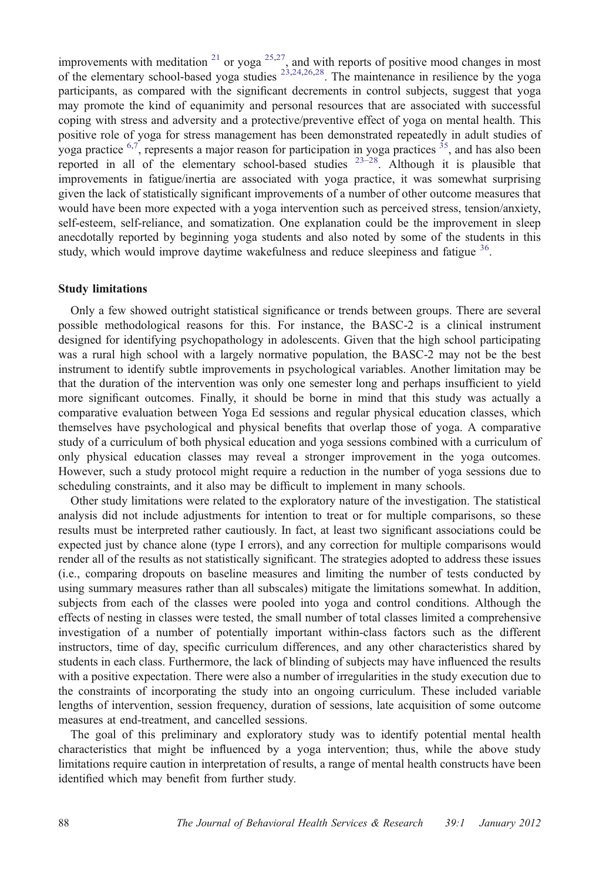improvements with meditation [21] or yoga [25,27], and with reports of positive mood changes in most of the elementary school-based yoga studies [23,24,26,28]. The maintenance in resilience by the yoga participants, as compared with the significant decrements in control subjects, suggest that yoga may promote the kind of equanimity and personal resources that are associated with successful coping with stress and adversity and a protective/preventive effect of yoga on mental health. This positive role of yoga for stress management has been demonstrated repeatedly in adult studies of yoga practice [6,7], represents a major reason for participation in yoga practices [35], and has also been reported in all of the elementary school-based studies [23–28]. Although it is plausible that improvements in fatigue/inertia are associated with yoga practice, it was somewhat surprising given the lack of statistically significant improvements of a number of other outcome measures that would have been more expected with a yoga intervention such as perceived stress, tension/anxiety, self-esteem, self-reliance, and somatization. One explanation could be the improvement in sleep anecdotally reported by beginning yoga students and also noted by some of the students in this study, which would improve daytime wakefulness and reduce sleepiness and fatigue [36].

### Study limitations

Only a few showed outright statistical significance or trends between groups. There are several possible methodological reasons for this. For instance, the BASC-2 is a clinical instrument designed for identifying psychopathology in adolescents. Given that the high school participating was a rural high school with a largely normative population, the BASC-2 may not be the best instrument to identify subtle improvements in psychological variables. Another limitation may be that the duration of the intervention was only one semester long and perhaps insufficient to yield more significant outcomes. Finally, it should be borne in mind that this study was actually a comparative evaluation between Yoga Ed sessions and regular physical education classes, which themselves have psychological and physical benefits that overlap those of yoga. A comparative study of a curriculum of both physical education and yoga sessions combined with a curriculum of only physical education classes may reveal a stronger improvement in the yoga outcomes. However, such a study protocol might require a reduction in the number of yoga sessions due to scheduling constraints, and it also may be difficult to implement in many schools.

Other study limitations were related to the exploratory nature of the investigation. The statistical analysis did not include adjustments for intention to treat or for multiple comparisons, so these results must be interpreted rather cautiously. In fact, at least two significant associations could be expected just by chance alone (type I errors), and any correction for multiple comparisons would render all of the results as not statistically significant. The strategies adopted to address these issues (i.e., comparing dropouts on baseline measures and limiting the number of tests conducted by using summary measures rather than all subscales) mitigate the limitations somewhat. In addition, subjects from each of the classes were pooled into yoga and control conditions. Although the effects of nesting in classes were tested, the small number of total classes limited a comprehensive investigation of a number of potentially important within-class factors such as the different instructors, time of day, specific curriculum differences, and any other characteristics shared by students in each class. Furthermore, the lack of blinding of subjects may have influenced the results with a positive expectation. There were also a number of irregularities in the study execution due to the constraints of incorporating the study into an ongoing curriculum. These included variable lengths of intervention, session frequency, duration of sessions, late acquisition of some outcome measures at end-treatment, and cancelled sessions.

The goal of this preliminary and exploratory study was to identify potential mental health characteristics that might be influenced by a yoga intervention; thus, while the above study limitations require caution in interpretation of results, a range of mental health constructs have been identified which may benefit from further study.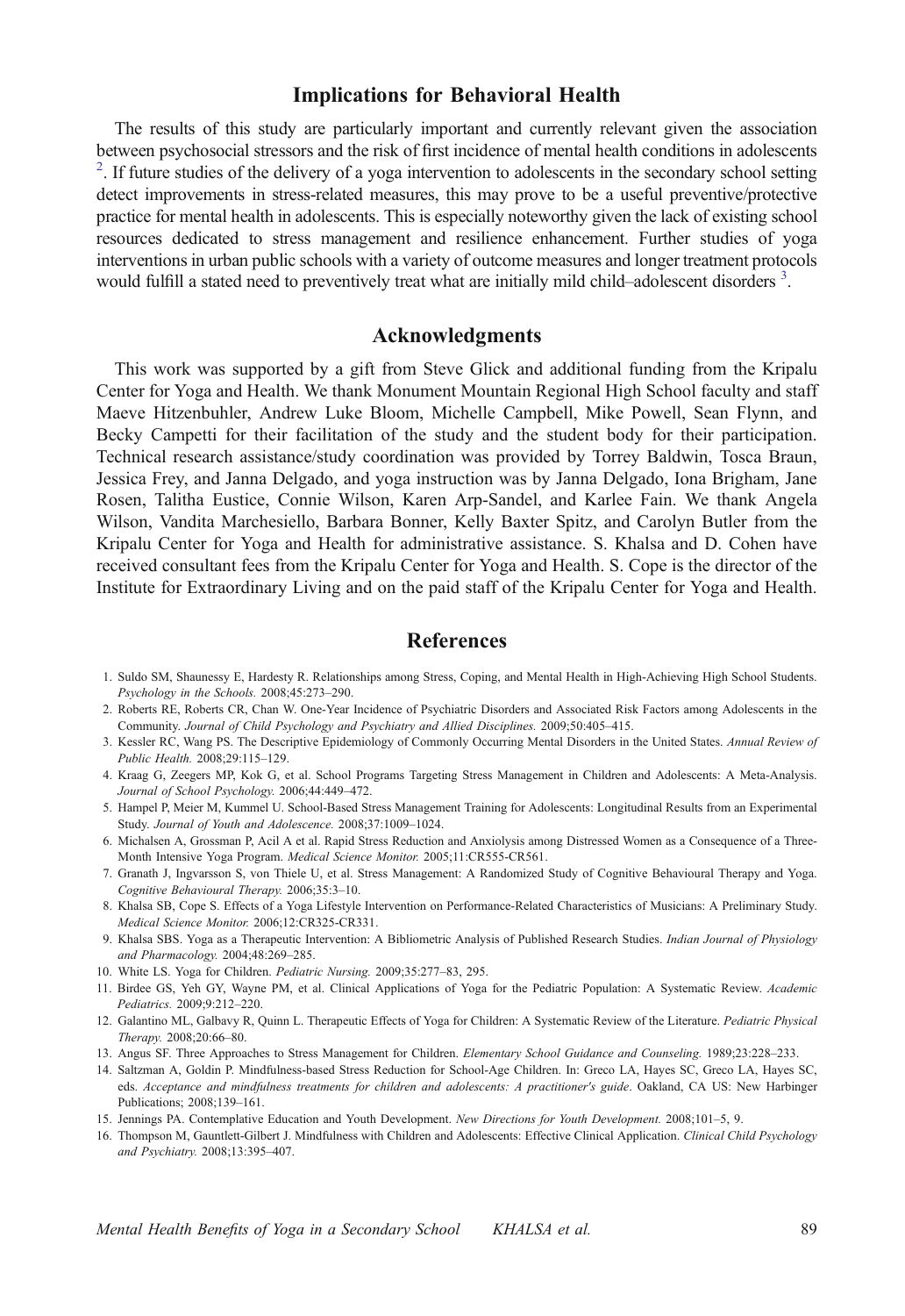## Implications for Behavioral Health

The results of this study are particularly important and currently relevant given the association between psychosocial stressors and the risk of first incidence of mental health conditions in adolescents [2]. If future studies of the delivery of a yoga intervention to adolescents in the secondary school setting detect improvements in stress-related measures, this may prove to be a useful preventive/protective practice for mental health in adolescents. This is especially noteworthy given the lack of existing school resources dedicated to stress management and resilience enhancement. Further studies of yoga interventions in urban public schools with a variety of outcome measures and longer treatment protocols would fulfill a stated need to preventively treat what are initially mild child–adolescent disorders [3].

## Acknowledgments

This work was supported by a gift from Steve Glick and additional funding from the Kripalu Center for Yoga and Health. We thank Monument Mountain Regional High School faculty and staff Maeve Hitzenbuhler, Andrew Luke Bloom, Michelle Campbell, Mike Powell, Sean Flynn, and Becky Campetti for their facilitation of the study and the student body for their participation. Technical research assistance/study coordination was provided by Torrey Baldwin, Tosca Braun, Jessica Frey, and Janna Delgado, and yoga instruction was by Janna Delgado, Iona Brigham, Jane Rosen, Talitha Eustice, Connie Wilson, Karen Arp-Sandel, and Karlee Fain. We thank Angela Wilson, Vandita Marchesiello, Barbara Bonner, Kelly Baxter Spitz, and Carolyn Butler from the Kripalu Center for Yoga and Health for administrative assistance. S. Khalsa and D. Cohen have received consultant fees from the Kripalu Center for Yoga and Health. S. Cope is the director of the Institute for Extraordinary Living and on the paid staff of the Kripalu Center for Yoga and Health.

## References

1. Suldo SM, Shaunessy E, Hardesty R. Relationships among Stress, Coping, and Mental Health in High-Achieving High School Students. *Psychology in the Schools.* 2008;45:273–290.
2. Roberts RE, Roberts CR, Chan W. One-Year Incidence of Psychiatric Disorders and Associated Risk Factors among Adolescents in the Community. *Journal of Child Psychology and Psychiatry and Allied Disciplines.* 2009;50:405–415.
3. Kessler RC, Wang PS. The Descriptive Epidemiology of Commonly Occurring Mental Disorders in the United States. *Annual Review of Public Health.* 2008;29:115–129.
4. Kraag G, Zeegers MP, Kok G, et al. School Programs Targeting Stress Management in Children and Adolescents: A Meta-Analysis. *Journal of School Psychology.* 2006;44:449–472.
5. Hampel P, Meier M, Kummel U. School-Based Stress Management Training for Adolescents: Longitudinal Results from an Experimental Study. *Journal of Youth and Adolescence.* 2008;37:1009–1024.
6. Michalsen A, Grossman P, Acil A et al. Rapid Stress Reduction and Anxiolysis among Distressed Women as a Consequence of a Three-Month Intensive Yoga Program. *Medical Science Monitor.* 2005;11:CR555-CR561.
7. Granath J, Ingvarsson S, von Thiele U, et al. Stress Management: A Randomized Study of Cognitive Behavioural Therapy and Yoga. *Cognitive Behavioural Therapy.* 2006;35:3–10.
8. Khalsa SB, Cope S. Effects of a Yoga Lifestyle Intervention on Performance-Related Characteristics of Musicians: A Preliminary Study. *Medical Science Monitor.* 2006;12:CR325-CR331.
9. Khalsa SBS. Yoga as a Therapeutic Intervention: A Bibliometric Analysis of Published Research Studies. *Indian Journal of Physiology and Pharmacology.* 2004;48:269–285.
10. White LS. Yoga for Children. *Pediatric Nursing.* 2009;35:277–83, 295.
11. Birdee GS, Yeh GY, Wayne PM, et al. Clinical Applications of Yoga for the Pediatric Population: A Systematic Review. *Academic Pediatrics.* 2009;9:212–220.
12. Galantino ML, Galbavy R, Quinn L. Therapeutic Effects of Yoga for Children: A Systematic Review of the Literature. *Pediatric Physical Therapy.* 2008;20:66–80.
13. Angus SF. Three Approaches to Stress Management for Children. *Elementary School Guidance and Counseling.* 1989;23:228–233.
14. Saltzman A, Goldin P. Mindfulness-based Stress Reduction for School-Age Children. In: Greco LA, Hayes SC, Greco LA, Hayes SC, eds. *Acceptance and mindfulness treatments for children and adolescents: A practitioner's guide*. Oakland, CA US: New Harbinger Publications; 2008;139–161.
15. Jennings PA. Contemplative Education and Youth Development. *New Directions for Youth Development.* 2008;101–5, 9.
16. Thompson M, Gauntlett-Gilbert J. Mindfulness with Children and Adolescents: Effective Clinical Application. *Clinical Child Psychology and Psychiatry.* 2008;13:395–407.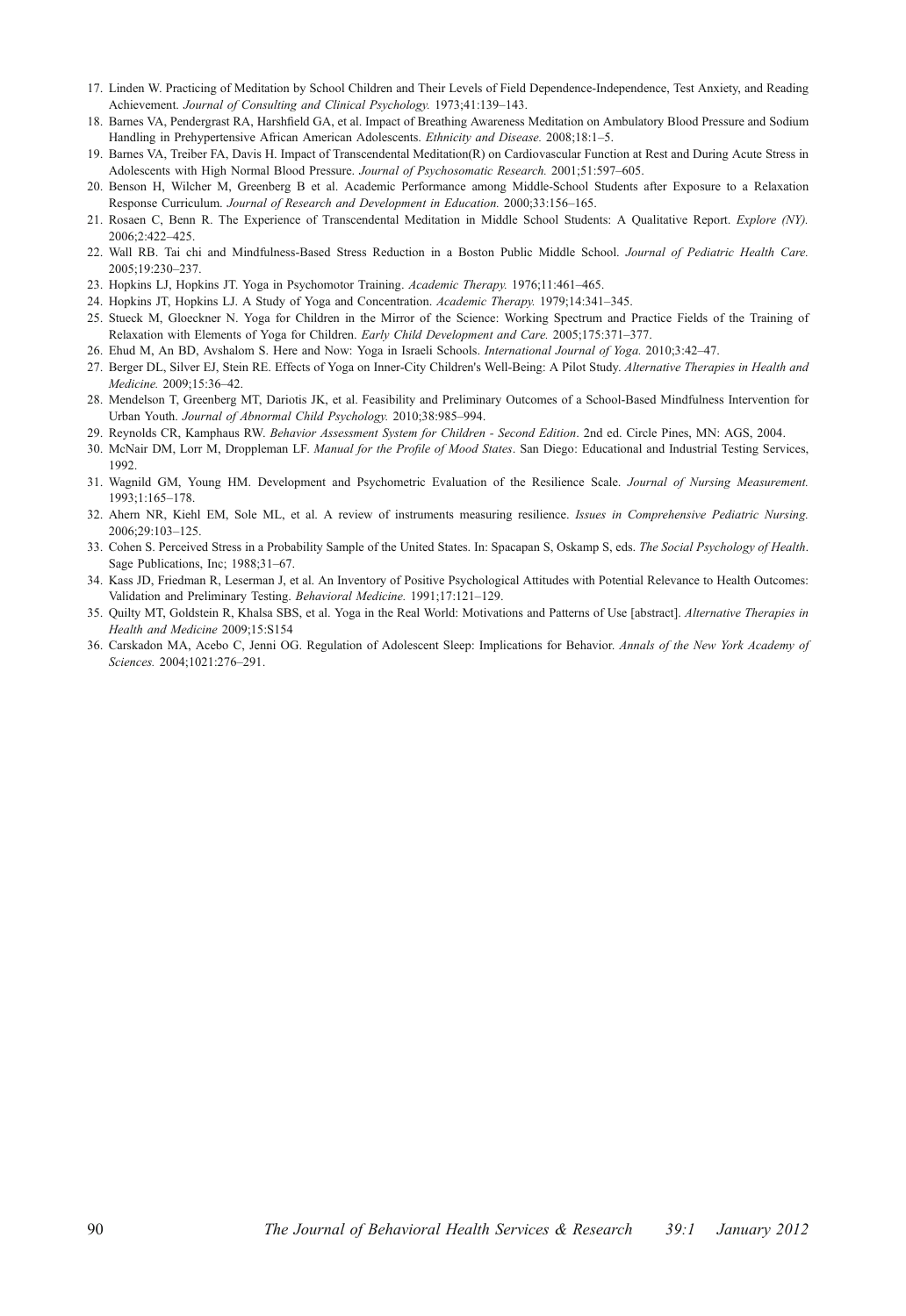17. Linden W. Practicing of Meditation by School Children and Their Levels of Field Dependence-Independence, Test Anxiety, and Reading Achievement. *Journal of Consulting and Clinical Psychology.* 1973;41:139–143.
18. Barnes VA, Pendergrast RA, Harshfield GA, et al. Impact of Breathing Awareness Meditation on Ambulatory Blood Pressure and Sodium Handling in Prehypertensive African American Adolescents. *Ethnicity and Disease.* 2008;18:1–5.
19. Barnes VA, Treiber FA, Davis H. Impact of Transcendental Meditation(R) on Cardiovascular Function at Rest and During Acute Stress in Adolescents with High Normal Blood Pressure. *Journal of Psychosomatic Research.* 2001;51:597–605.
20. Benson H, Wilcher M, Greenberg B et al. Academic Performance among Middle-School Students after Exposure to a Relaxation Response Curriculum. *Journal of Research and Development in Education.* 2000;33:156–165.
21. Rosaen C, Benn R. The Experience of Transcendental Meditation in Middle School Students: A Qualitative Report. *Explore (NY).* 2006;2:422–425.
22. Wall RB. Tai chi and Mindfulness-Based Stress Reduction in a Boston Public Middle School. *Journal of Pediatric Health Care.* 2005;19:230–237.
23. Hopkins LJ, Hopkins JT. Yoga in Psychomotor Training. *Academic Therapy.* 1976;11:461–465.
24. Hopkins JT, Hopkins LJ. A Study of Yoga and Concentration. *Academic Therapy.* 1979;14:341–345.
25. Stueck M, Gloeckner N. Yoga for Children in the Mirror of the Science: Working Spectrum and Practice Fields of the Training of Relaxation with Elements of Yoga for Children. *Early Child Development and Care.* 2005;175:371–377.
26. Ehud M, An BD, Avshalom S. Here and Now: Yoga in Israeli Schools. *International Journal of Yoga.* 2010;3:42–47.
27. Berger DL, Silver EJ, Stein RE. Effects of Yoga on Inner-City Children's Well-Being: A Pilot Study. *Alternative Therapies in Health and Medicine.* 2009;15:36–42.
28. Mendelson T, Greenberg MT, Dariotis JK, et al. Feasibility and Preliminary Outcomes of a School-Based Mindfulness Intervention for Urban Youth. *Journal of Abnormal Child Psychology.* 2010;38:985–994.
29. Reynolds CR, Kamphaus RW. *Behavior Assessment System for Children - Second Edition*. 2nd ed. Circle Pines, MN: AGS, 2004.
30. McNair DM, Lorr M, Droppleman LF. *Manual for the Profile of Mood States*. San Diego: Educational and Industrial Testing Services, 1992.
31. Wagnild GM, Young HM. Development and Psychometric Evaluation of the Resilience Scale. *Journal of Nursing Measurement.* 1993;1:165–178.
32. Ahern NR, Kiehl EM, Sole ML, et al. A review of instruments measuring resilience. *Issues in Comprehensive Pediatric Nursing.* 2006;29:103–125.
33. Cohen S. Perceived Stress in a Probability Sample of the United States. In: Spacapan S, Oskamp S, eds. *The Social Psychology of Health*. Sage Publications, Inc; 1988;31–67.
34. Kass JD, Friedman R, Leserman J, et al. An Inventory of Positive Psychological Attitudes with Potential Relevance to Health Outcomes: Validation and Preliminary Testing. *Behavioral Medicine.* 1991;17:121–129.
35. Quilty MT, Goldstein R, Khalsa SBS, et al. Yoga in the Real World: Motivations and Patterns of Use [abstract]. *Alternative Therapies in Health and Medicine* 2009;15:S154
36. Carskadon MA, Acebo C, Jenni OG. Regulation of Adolescent Sleep: Implications for Behavior. *Annals of the New York Academy of Sciences.* 2004;1021:276–291.